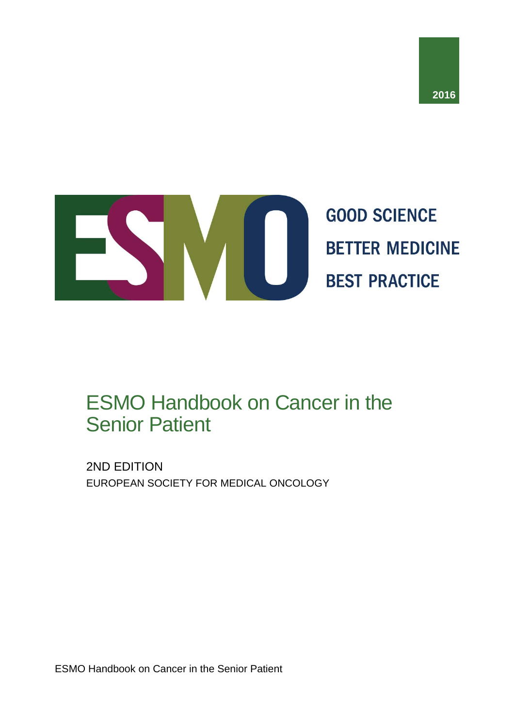2016

ESMO

GOOD SCIENCE
BETTER MEDICINE
BEST PRACTICE

# ESMO Handbook on Cancer in the Senior Patient

2ND EDITION

EUROPEAN SOCIETY FOR MEDICAL ONCOLOGY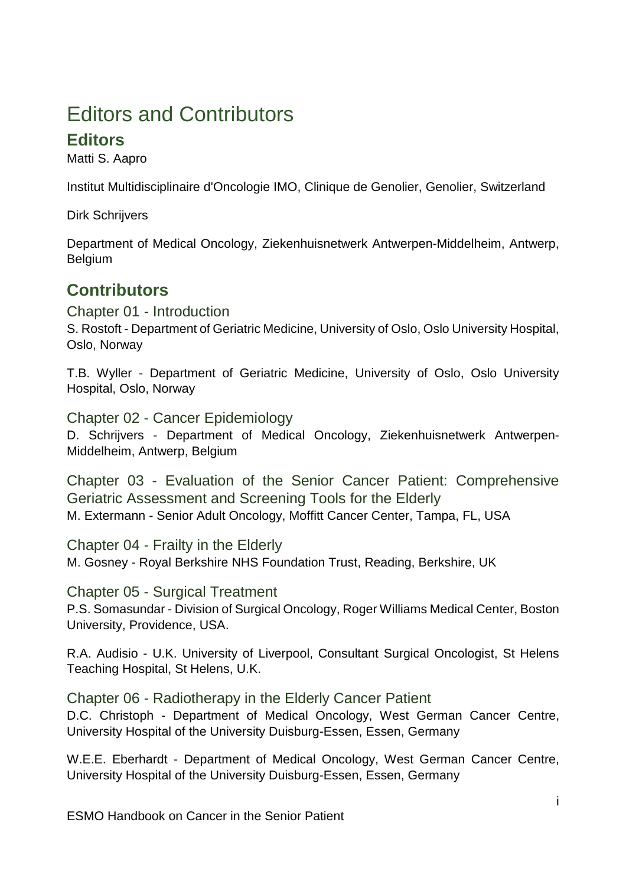# Editors and Contributors

## Editors

Matti S. Aapro

Institut Multidisciplinaire d'Oncologie IMO, Clinique de Genolier, Genolier, Switzerland

Dirk Schrijvers

Department of Medical Oncology, Ziekenhuisnetwerk Antwerpen-Middelheim, Antwerp, Belgium

## Contributors

### Chapter 01 - Introduction

S. Rostoft - Department of Geriatric Medicine, University of Oslo, Oslo University Hospital, Oslo, Norway

T.B. Wyller - Department of Geriatric Medicine, University of Oslo, Oslo University Hospital, Oslo, Norway

### Chapter 02 - Cancer Epidemiology

D. Schrijvers - Department of Medical Oncology, Ziekenhuisnetwerk Antwerpen-Middelheim, Antwerp, Belgium

### Chapter 03 - Evaluation of the Senior Cancer Patient: Comprehensive Geriatric Assessment and Screening Tools for the Elderly

M. Extermann - Senior Adult Oncology, Moffitt Cancer Center, Tampa, FL, USA

### Chapter 04 - Frailty in the Elderly

M. Gosney - Royal Berkshire NHS Foundation Trust, Reading, Berkshire, UK

### Chapter 05 - Surgical Treatment

P.S. Somasundar - Division of Surgical Oncology, Roger Williams Medical Center, Boston University, Providence, USA.

R.A. Audisio - U.K. University of Liverpool, Consultant Surgical Oncologist, St Helens Teaching Hospital, St Helens, U.K.

### Chapter 06 - Radiotherapy in the Elderly Cancer Patient

D.C. Christoph - Department of Medical Oncology, West German Cancer Centre, University Hospital of the University Duisburg-Essen, Essen, Germany

W.E.E. Eberhardt - Department of Medical Oncology, West German Cancer Centre, University Hospital of the University Duisburg-Essen, Essen, Germany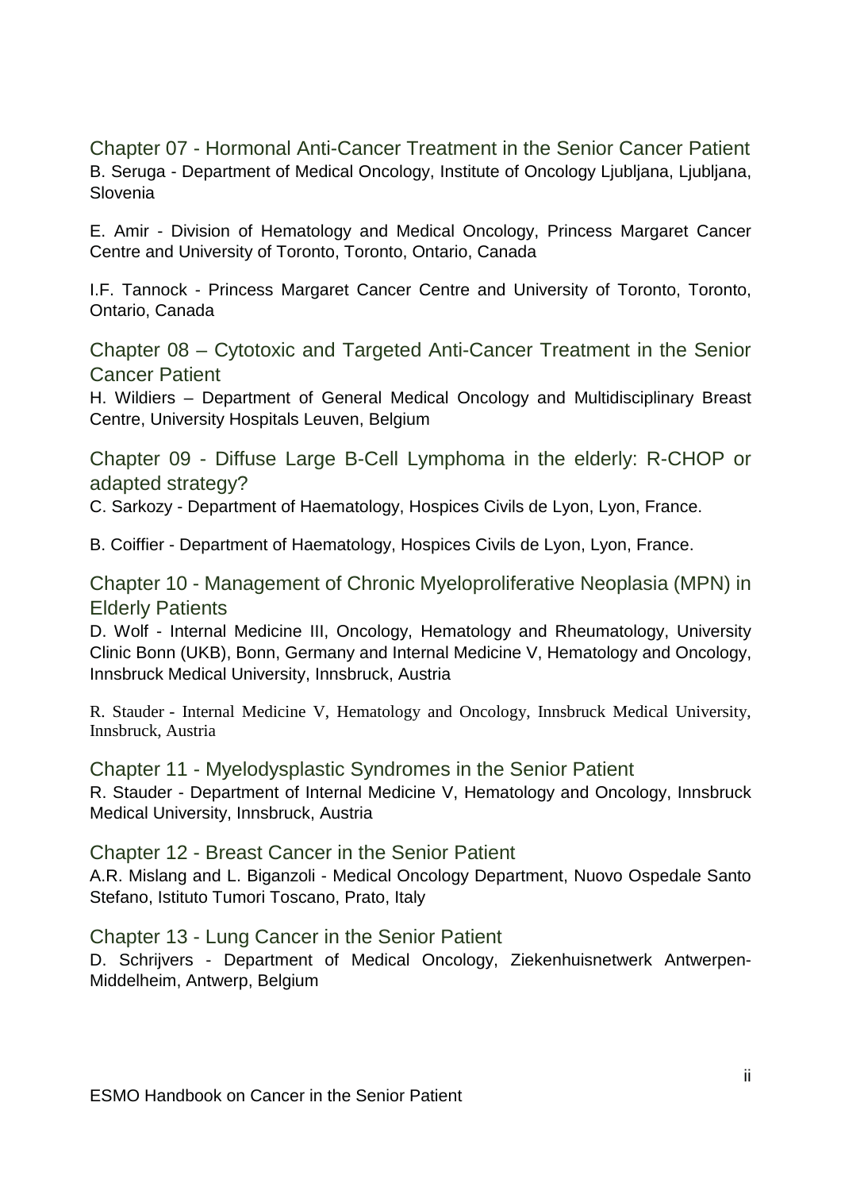### Chapter 07 - Hormonal Anti-Cancer Treatment in the Senior Cancer Patient

B. Seruga - Department of Medical Oncology, Institute of Oncology Ljubljana, Ljubljana, Slovenia

E. Amir - Division of Hematology and Medical Oncology, Princess Margaret Cancer Centre and University of Toronto, Toronto, Ontario, Canada

I.F. Tannock - Princess Margaret Cancer Centre and University of Toronto, Toronto, Ontario, Canada

### Chapter 08 – Cytotoxic and Targeted Anti-Cancer Treatment in the Senior Cancer Patient

H. Wildiers – Department of General Medical Oncology and Multidisciplinary Breast Centre, University Hospitals Leuven, Belgium

### Chapter 09 - Diffuse Large B-Cell Lymphoma in the elderly: R-CHOP or adapted strategy?

C. Sarkozy - Department of Haematology, Hospices Civils de Lyon, Lyon, France.

B. Coiffier - Department of Haematology, Hospices Civils de Lyon, Lyon, France.

### Chapter 10 - Management of Chronic Myeloproliferative Neoplasia (MPN) in Elderly Patients

D. Wolf - Internal Medicine III, Oncology, Hematology and Rheumatology, University Clinic Bonn (UKB), Bonn, Germany and Internal Medicine V, Hematology and Oncology, Innsbruck Medical University, Innsbruck, Austria

R. Stauder - Internal Medicine V, Hematology and Oncology, Innsbruck Medical University, Innsbruck, Austria

### Chapter 11 - Myelodysplastic Syndromes in the Senior Patient

R. Stauder - Department of Internal Medicine V, Hematology and Oncology, Innsbruck Medical University, Innsbruck, Austria

### Chapter 12 - Breast Cancer in the Senior Patient

A.R. Mislang and L. Biganzoli - Medical Oncology Department, Nuovo Ospedale Santo Stefano, Istituto Tumori Toscano, Prato, Italy

### Chapter 13 - Lung Cancer in the Senior Patient

D. Schrijvers - Department of Medical Oncology, Ziekenhuisnetwerk Antwerpen-Middelheim, Antwerp, Belgium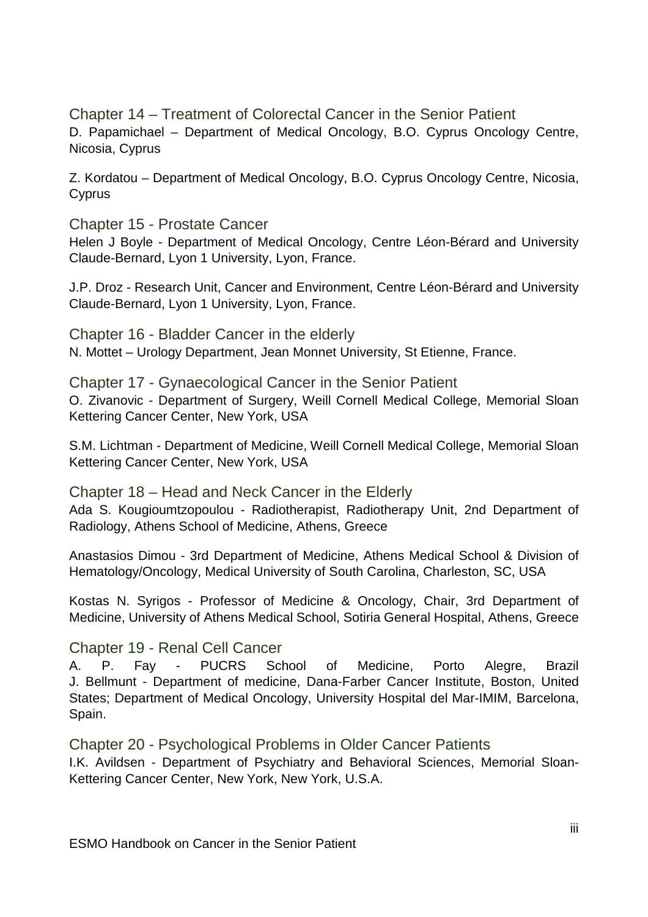## Chapter 14 – Treatment of Colorectal Cancer in the Senior Patient

D. Papamichael – Department of Medical Oncology, B.O. Cyprus Oncology Centre, Nicosia, Cyprus

Z. Kordatou – Department of Medical Oncology, B.O. Cyprus Oncology Centre, Nicosia, Cyprus

## Chapter 15 - Prostate Cancer

Helen J Boyle - Department of Medical Oncology, Centre Léon-Bérard and University Claude-Bernard, Lyon 1 University, Lyon, France.

J.P. Droz - Research Unit, Cancer and Environment, Centre Léon-Bérard and University Claude-Bernard, Lyon 1 University, Lyon, France.

## Chapter 16 - Bladder Cancer in the elderly

N. Mottet – Urology Department, Jean Monnet University, St Etienne, France.

## Chapter 17 - Gynaecological Cancer in the Senior Patient

O. Zivanovic - Department of Surgery, Weill Cornell Medical College, Memorial Sloan Kettering Cancer Center, New York, USA

S.M. Lichtman - Department of Medicine, Weill Cornell Medical College, Memorial Sloan Kettering Cancer Center, New York, USA

## Chapter 18 – Head and Neck Cancer in the Elderly

Ada S. Kougioumtzopoulou - Radiotherapist, Radiotherapy Unit, 2nd Department of Radiology, Athens School of Medicine, Athens, Greece

Anastasios Dimou - 3rd Department of Medicine, Athens Medical School & Division of Hematology/Oncology, Medical University of South Carolina, Charleston, SC, USA

Kostas N. Syrigos - Professor of Medicine & Oncology, Chair, 3rd Department of Medicine, University of Athens Medical School, Sotiria General Hospital, Athens, Greece

## Chapter 19 - Renal Cell Cancer

A. P. Fay - PUCRS School of Medicine, Porto Alegre, Brazil
J. Bellmunt - Department of medicine, Dana-Farber Cancer Institute, Boston, United States; Department of Medical Oncology, University Hospital del Mar-IMIM, Barcelona, Spain.

## Chapter 20 - Psychological Problems in Older Cancer Patients

I.K. Avildsen - Department of Psychiatry and Behavioral Sciences, Memorial Sloan-Kettering Cancer Center, New York, New York, U.S.A.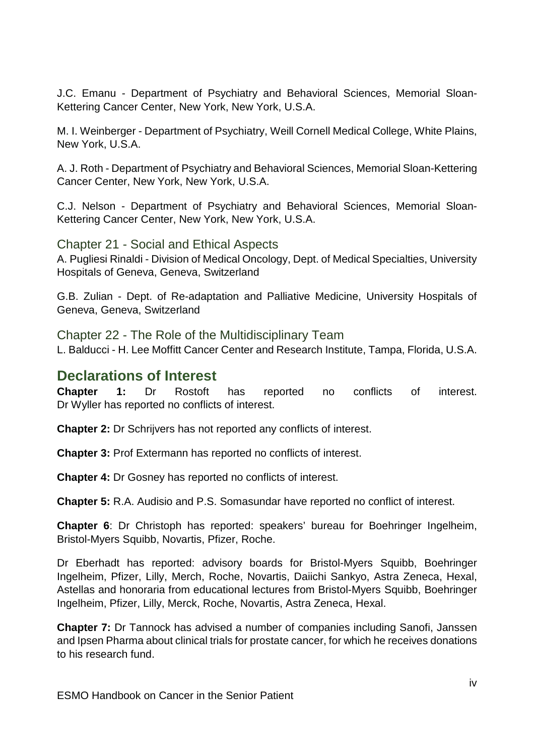J.C. Emanu - Department of Psychiatry and Behavioral Sciences, Memorial Sloan-Kettering Cancer Center, New York, New York, U.S.A.

M. I. Weinberger - Department of Psychiatry, Weill Cornell Medical College, White Plains, New York, U.S.A.

A. J. Roth - Department of Psychiatry and Behavioral Sciences, Memorial Sloan-Kettering Cancer Center, New York, New York, U.S.A.

C.J. Nelson - Department of Psychiatry and Behavioral Sciences, Memorial Sloan-Kettering Cancer Center, New York, New York, U.S.A.

### Chapter 21 - Social and Ethical Aspects

A. Pugliesi Rinaldi - Division of Medical Oncology, Dept. of Medical Specialties, University Hospitals of Geneva, Geneva, Switzerland

G.B. Zulian - Dept. of Re-adaptation and Palliative Medicine, University Hospitals of Geneva, Geneva, Switzerland

### Chapter 22 - The Role of the Multidisciplinary Team

L. Balducci - H. Lee Moffitt Cancer Center and Research Institute, Tampa, Florida, U.S.A.

## Declarations of Interest

**Chapter 1:** Dr Rostoft has reported no conflicts of interest.
Dr Wyller has reported no conflicts of interest.

**Chapter 2:** Dr Schrijvers has not reported any conflicts of interest.

**Chapter 3:** Prof Extermann has reported no conflicts of interest.

**Chapter 4:** Dr Gosney has reported no conflicts of interest.

**Chapter 5:** R.A. Audisio and P.S. Somasundar have reported no conflict of interest.

**Chapter 6**: Dr Christoph has reported: speakers' bureau for Boehringer Ingelheim, Bristol-Myers Squibb, Novartis, Pfizer, Roche.

Dr Eberhadt has reported: advisory boards for Bristol-Myers Squibb, Boehringer Ingelheim, Pfizer, Lilly, Merch, Roche, Novartis, Daiichi Sankyo, Astra Zeneca, Hexal, Astellas and honoraria from educational lectures from Bristol-Myers Squibb, Boehringer Ingelheim, Pfizer, Lilly, Merck, Roche, Novartis, Astra Zeneca, Hexal.

**Chapter 7:** Dr Tannock has advised a number of companies including Sanofi, Janssen and Ipsen Pharma about clinical trials for prostate cancer, for which he receives donations to his research fund.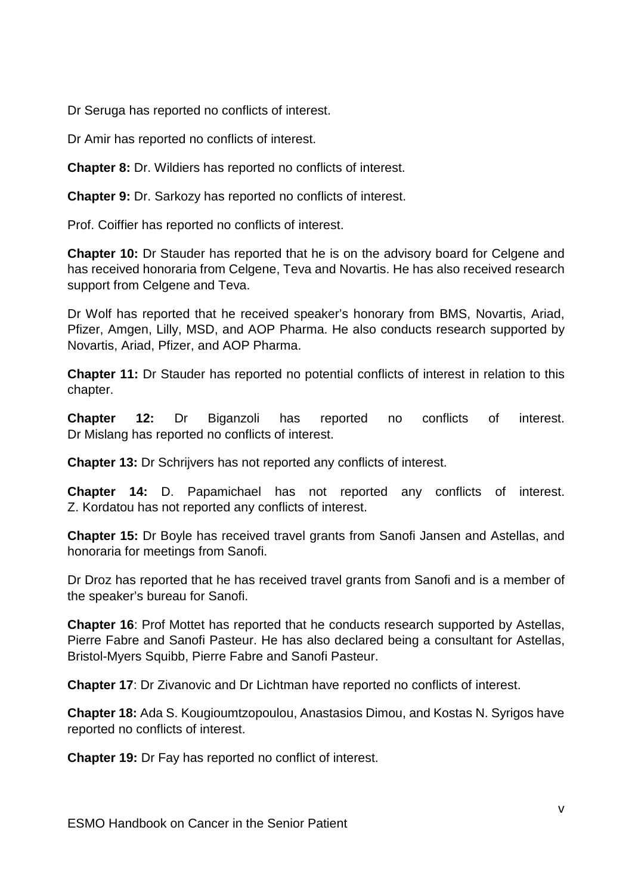Dr Seruga has reported no conflicts of interest.

Dr Amir has reported no conflicts of interest.

**Chapter 8:** Dr. Wildiers has reported no conflicts of interest.

**Chapter 9:** Dr. Sarkozy has reported no conflicts of interest.

Prof. Coiffier has reported no conflicts of interest.

**Chapter 10:** Dr Stauder has reported that he is on the advisory board for Celgene and has received honoraria from Celgene, Teva and Novartis. He has also received research support from Celgene and Teva.

Dr Wolf has reported that he received speaker's honorary from BMS, Novartis, Ariad, Pfizer, Amgen, Lilly, MSD, and AOP Pharma. He also conducts research supported by Novartis, Ariad, Pfizer, and AOP Pharma.

**Chapter 11:** Dr Stauder has reported no potential conflicts of interest in relation to this chapter.

**Chapter 12:** Dr Biganzoli has reported no conflicts of interest. Dr Mislang has reported no conflicts of interest.

**Chapter 13:** Dr Schrijvers has not reported any conflicts of interest.

**Chapter 14:** D. Papamichael has not reported any conflicts of interest. Z. Kordatou has not reported any conflicts of interest.

**Chapter 15:** Dr Boyle has received travel grants from Sanofi Jansen and Astellas, and honoraria for meetings from Sanofi.

Dr Droz has reported that he has received travel grants from Sanofi and is a member of the speaker's bureau for Sanofi.

**Chapter 16**: Prof Mottet has reported that he conducts research supported by Astellas, Pierre Fabre and Sanofi Pasteur. He has also declared being a consultant for Astellas, Bristol-Myers Squibb, Pierre Fabre and Sanofi Pasteur.

**Chapter 17**: Dr Zivanovic and Dr Lichtman have reported no conflicts of interest.

**Chapter 18:** Ada S. Kougioumtzopoulou, Anastasios Dimou, and Kostas N. Syrigos have reported no conflicts of interest.

**Chapter 19:** Dr Fay has reported no conflict of interest.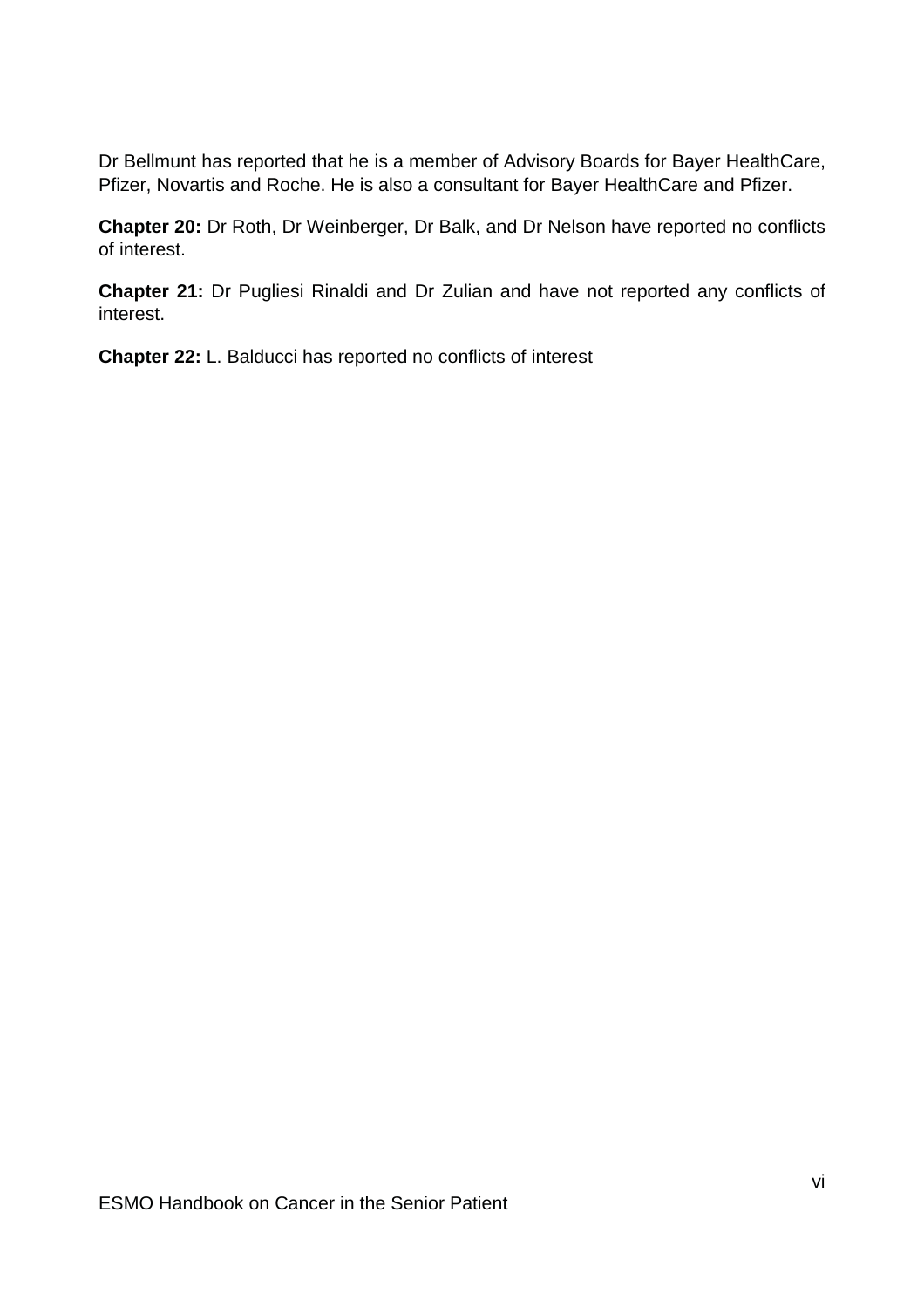Dr Bellmunt has reported that he is a member of Advisory Boards for Bayer HealthCare, Pfizer, Novartis and Roche. He is also a consultant for Bayer HealthCare and Pfizer.

**Chapter 20:** Dr Roth, Dr Weinberger, Dr Balk, and Dr Nelson have reported no conflicts of interest.

**Chapter 21:** Dr Pugliesi Rinaldi and Dr Zulian and have not reported any conflicts of interest.

**Chapter 22:** L. Balducci has reported no conflicts of interest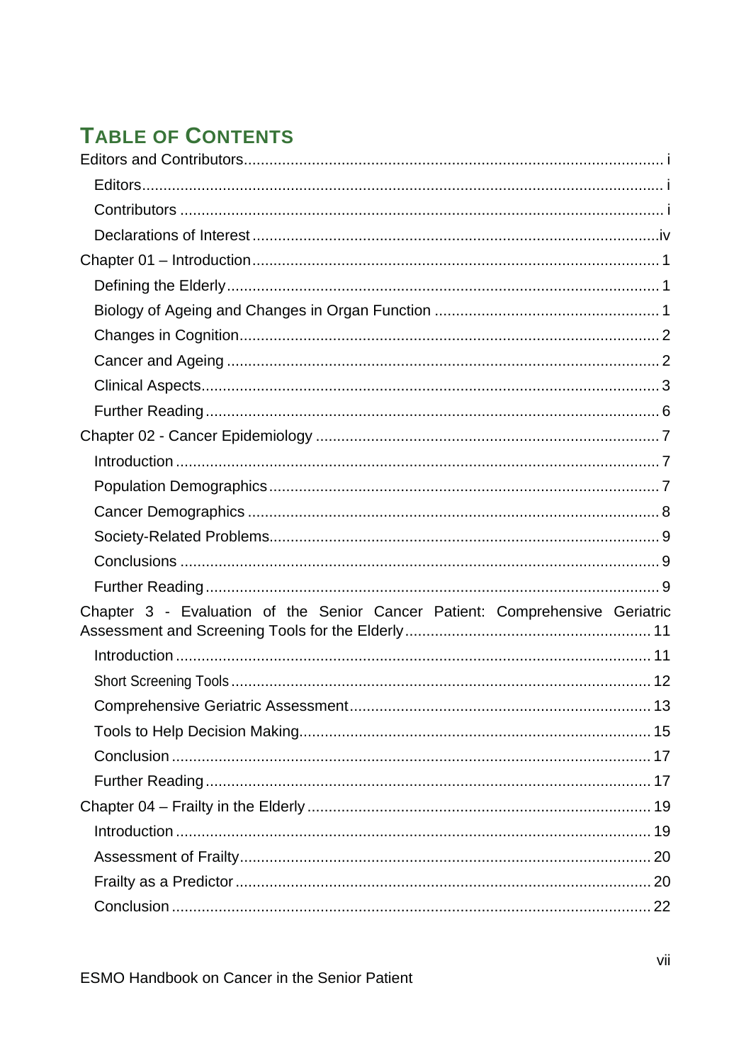# Table of Contents

Editors and Contributors ..... i

- Editors ..... i
- Contributors ..... i
- Declarations of Interest ..... iv

Chapter 01 – Introduction ..... 1

- Defining the Elderly ..... 1
- Biology of Ageing and Changes in Organ Function ..... 1
- Changes in Cognition ..... 2
- Cancer and Ageing ..... 2
- Clinical Aspects ..... 3
- Further Reading ..... 6

Chapter 02 - Cancer Epidemiology ..... 7

- Introduction ..... 7
- Population Demographics ..... 7
- Cancer Demographics ..... 8
- Society-Related Problems ..... 9
- Conclusions ..... 9
- Further Reading ..... 9

Chapter 3 - Evaluation of the Senior Cancer Patient: Comprehensive Geriatric Assessment and Screening Tools for the Elderly ..... 11

- Introduction ..... 11
- Short Screening Tools ..... 12
- Comprehensive Geriatric Assessment ..... 13
- Tools to Help Decision Making ..... 15
- Conclusion ..... 17
- Further Reading ..... 17

Chapter 04 – Frailty in the Elderly ..... 19

- Introduction ..... 19
- Assessment of Frailty ..... 20
- Frailty as a Predictor ..... 20
- Conclusion ..... 22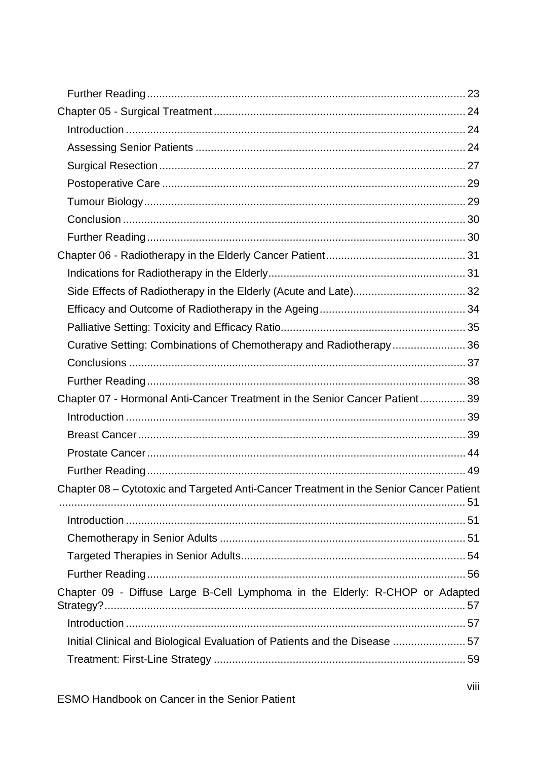Further Reading ........................................................................................................ 23

Chapter 05 - Surgical Treatment .................................................................................. 24

Introduction ............................................................................................................... 24

Assessing Senior Patients ........................................................................................ 24

Surgical Resection .................................................................................................... 27

Postoperative Care ................................................................................................... 29

Tumour Biology ......................................................................................................... 29

Conclusion ................................................................................................................ 30

Further Reading ........................................................................................................ 30

Chapter 06 - Radiotherapy in the Elderly Cancer Patient ............................................. 31

Indications for Radiotherapy in the Elderly ................................................................ 31

Side Effects of Radiotherapy in the Elderly (Acute and Late) .................................... 32

Efficacy and Outcome of Radiotherapy in the Ageing ................................................ 34

Palliative Setting: Toxicity and Efficacy Ratio ............................................................ 35

Curative Setting: Combinations of Chemotherapy and Radiotherapy ........................ 36

Conclusions .............................................................................................................. 37

Further Reading ........................................................................................................ 38

Chapter 07 - Hormonal Anti-Cancer Treatment in the Senior Cancer Patient ............... 39

Introduction ............................................................................................................... 39

Breast Cancer ........................................................................................................... 39

Prostate Cancer ........................................................................................................ 44

Further Reading ........................................................................................................ 49

Chapter 08 – Cytotoxic and Targeted Anti-Cancer Treatment in the Senior Cancer Patient ..................................................................................................................... 51

Introduction ............................................................................................................... 51

Chemotherapy in Senior Adults ................................................................................ 51

Targeted Therapies in Senior Adults ......................................................................... 54

Further Reading ........................................................................................................ 56

Chapter 09 - Diffuse Large B-Cell Lymphoma in the Elderly: R-CHOP or Adapted Strategy? ...................................................................................................................... 57

Introduction ............................................................................................................... 57

Initial Clinical and Biological Evaluation of Patients and the Disease ........................ 57

Treatment: First-Line Strategy .................................................................................. 59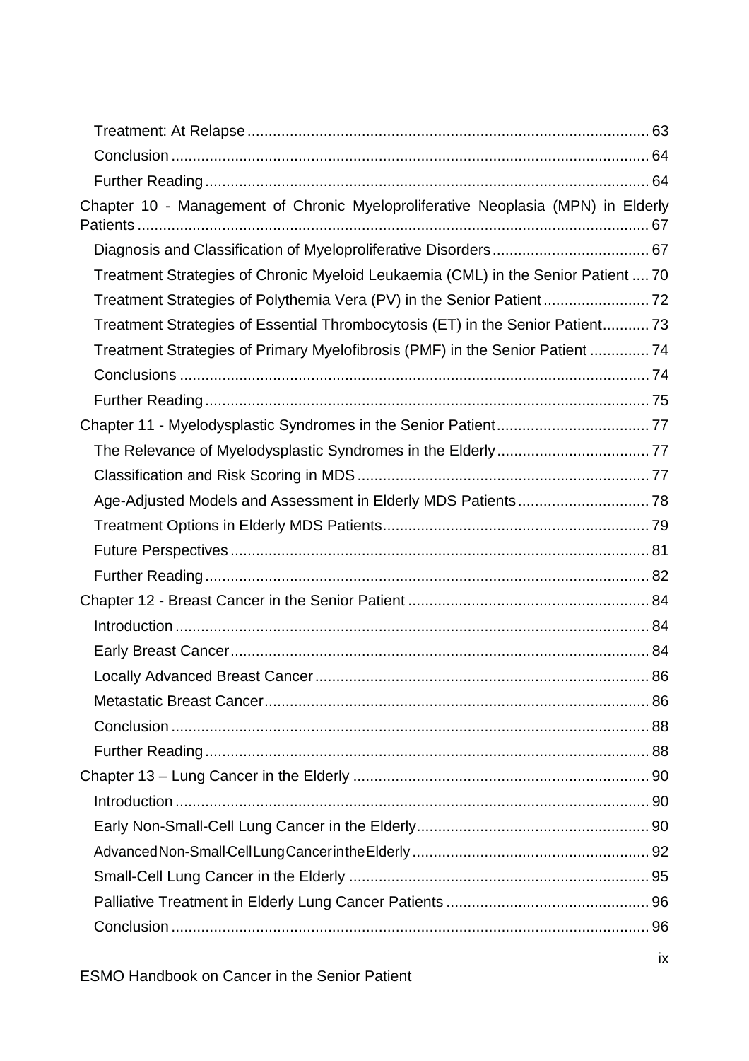- Treatment: At Relapse ... 63
- Conclusion ... 64
- Further Reading ... 64

Chapter 10 - Management of Chronic Myeloproliferative Neoplasia (MPN) in Elderly Patients ... 67

- Diagnosis and Classification of Myeloproliferative Disorders ... 67
- Treatment Strategies of Chronic Myeloid Leukaemia (CML) in the Senior Patient ... 70
- Treatment Strategies of Polythemia Vera (PV) in the Senior Patient ... 72
- Treatment Strategies of Essential Thrombocytosis (ET) in the Senior Patient ... 73
- Treatment Strategies of Primary Myelofibrosis (PMF) in the Senior Patient ... 74
- Conclusions ... 74
- Further Reading ... 75

Chapter 11 - Myelodysplastic Syndromes in the Senior Patient ... 77

- The Relevance of Myelodysplastic Syndromes in the Elderly ... 77
- Classification and Risk Scoring in MDS ... 77
- Age-Adjusted Models and Assessment in Elderly MDS Patients ... 78
- Treatment Options in Elderly MDS Patients ... 79
- Future Perspectives ... 81
- Further Reading ... 82

Chapter 12 - Breast Cancer in the Senior Patient ... 84

- Introduction ... 84
- Early Breast Cancer ... 84
- Locally Advanced Breast Cancer ... 86
- Metastatic Breast Cancer ... 86
- Conclusion ... 88
- Further Reading ... 88

Chapter 13 – Lung Cancer in the Elderly ... 90

- Introduction ... 90
- Early Non-Small-Cell Lung Cancer in the Elderly ... 90
- Advanced Non-Small-Cell Lung Cancer in the Elderly ... 92
- Small-Cell Lung Cancer in the Elderly ... 95
- Palliative Treatment in Elderly Lung Cancer Patients ... 96
- Conclusion ... 96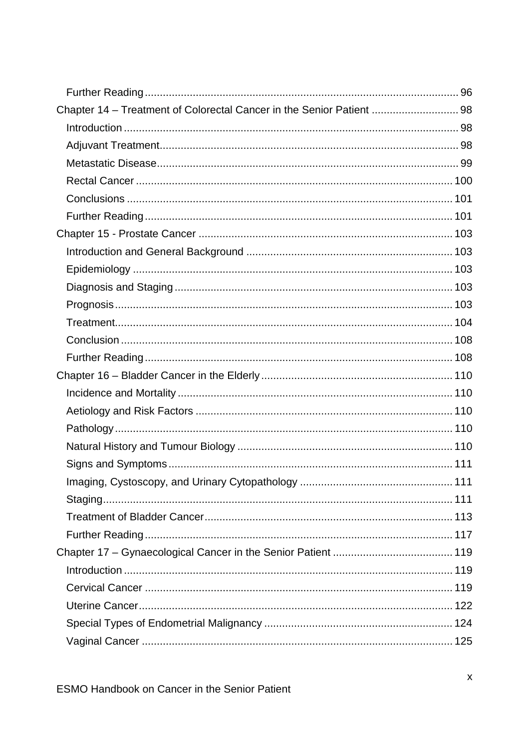- Further Reading ... 96

Chapter 14 – Treatment of Colorectal Cancer in the Senior Patient ... 98

- Introduction ... 98
- Adjuvant Treatment ... 98
- Metastatic Disease ... 99
- Rectal Cancer ... 100
- Conclusions ... 101
- Further Reading ... 101

Chapter 15 - Prostate Cancer ... 103

- Introduction and General Background ... 103
- Epidemiology ... 103
- Diagnosis and Staging ... 103
- Prognosis ... 103
- Treatment ... 104
- Conclusion ... 108
- Further Reading ... 108

Chapter 16 – Bladder Cancer in the Elderly ... 110

- Incidence and Mortality ... 110
- Aetiology and Risk Factors ... 110
- Pathology ... 110
- Natural History and Tumour Biology ... 110
- Signs and Symptoms ... 111
- Imaging, Cystoscopy, and Urinary Cytopathology ... 111
- Staging ... 111
- Treatment of Bladder Cancer ... 113
- Further Reading ... 117

Chapter 17 – Gynaecological Cancer in the Senior Patient ... 119

- Introduction ... 119
- Cervical Cancer ... 119
- Uterine Cancer ... 122
- Special Types of Endometrial Malignancy ... 124
- Vaginal Cancer ... 125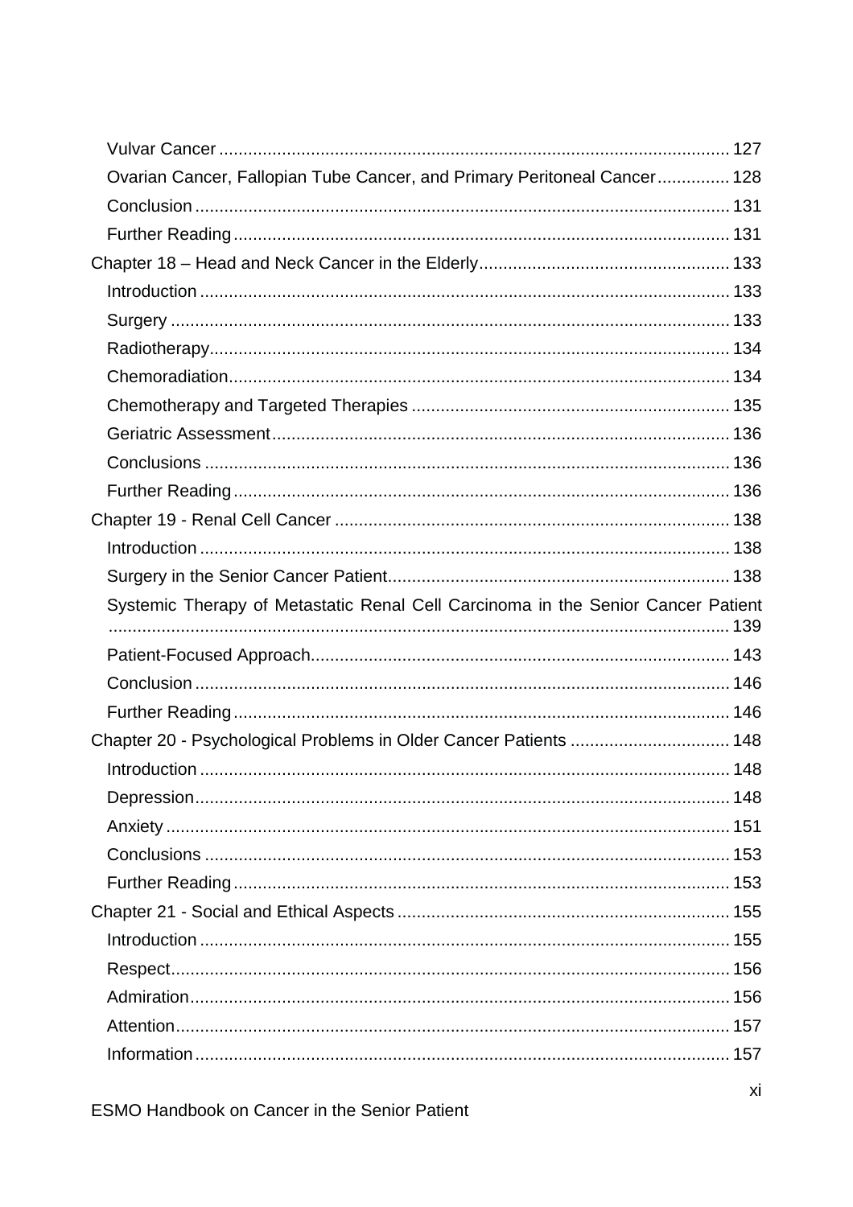Vulvar Cancer ........................................................................................................ 127

Ovarian Cancer, Fallopian Tube Cancer, and Primary Peritoneal Cancer.............. 128

Conclusion ............................................................................................................ 131

Further Reading ..................................................................................................... 131

Chapter 18 – Head and Neck Cancer in the Elderly................................................... 133

Introduction ............................................................................................................ 133

Surgery .................................................................................................................. 133

Radiotherapy.......................................................................................................... 134

Chemoradiation...................................................................................................... 134

Chemotherapy and Targeted Therapies ................................................................ 135

Geriatric Assessment............................................................................................. 136

Conclusions ........................................................................................................... 136

Further Reading ..................................................................................................... 136

Chapter 19 - Renal Cell Cancer ................................................................................. 138

Introduction ............................................................................................................ 138

Surgery in the Senior Cancer Patient..................................................................... 138

Systemic Therapy of Metastatic Renal Cell Carcinoma in the Senior Cancer Patient ............................................................................................................................... 139

Patient-Focused Approach..................................................................................... 143

Conclusion ............................................................................................................ 146

Further Reading ..................................................................................................... 146

Chapter 20 - Psychological Problems in Older Cancer Patients ................................ 148

Introduction ............................................................................................................ 148

Depression............................................................................................................. 148

Anxiety ................................................................................................................... 151

Conclusions ........................................................................................................... 153

Further Reading ..................................................................................................... 153

Chapter 21 - Social and Ethical Aspects ................................................................... 155

Introduction ............................................................................................................ 155

Respect.................................................................................................................. 156

Admiration.............................................................................................................. 156

Attention................................................................................................................. 157

Information............................................................................................................. 157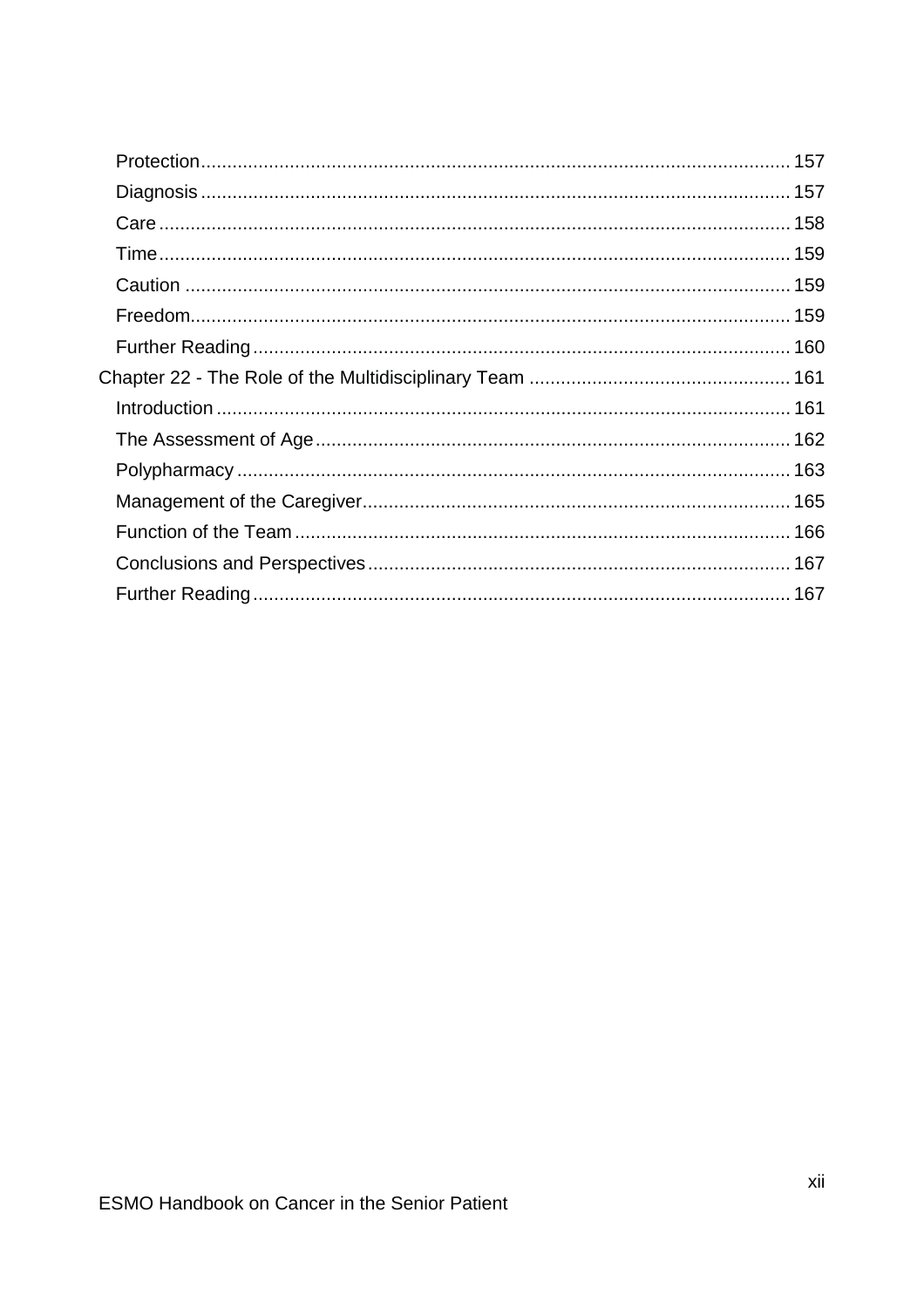- Protection ... 157
- Diagnosis ... 157
- Care ... 158
- Time ... 159
- Caution ... 159
- Freedom ... 159
- Further Reading ... 160

Chapter 22 - The Role of the Multidisciplinary Team ... 161

- Introduction ... 161
- The Assessment of Age ... 162
- Polypharmacy ... 163
- Management of the Caregiver ... 165
- Function of the Team ... 166
- Conclusions and Perspectives ... 167
- Further Reading ... 167